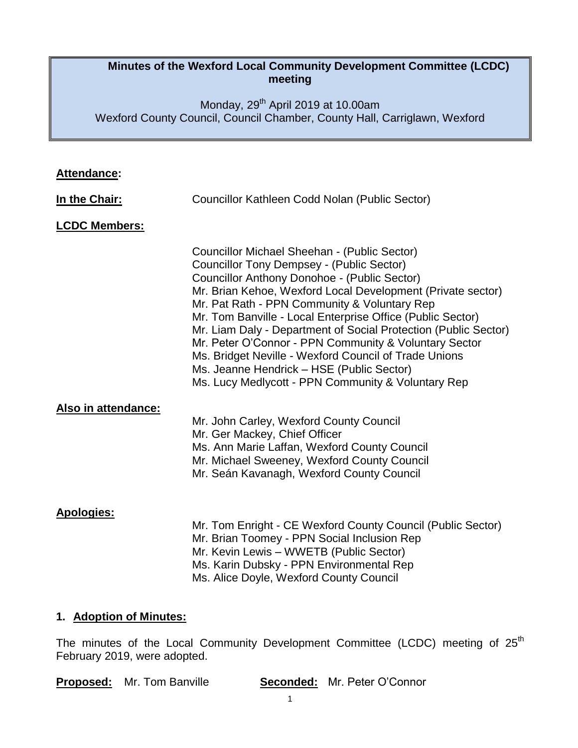# Minutes of the Wexford Local Community Development Committee (LCDC) meeting

Monday, 29th April 2019 at 10.00am
Wexford County Council, Council Chamber, County Hall, Carriglawn, Wexford

**Attendance:**

**In the Chair:** Councillor Kathleen Codd Nolan (Public Sector)

**LCDC Members:**

Councillor Michael Sheehan - (Public Sector)
Councillor Tony Dempsey - (Public Sector)
Councillor Anthony Donohoe - (Public Sector)
Mr. Brian Kehoe, Wexford Local Development (Private sector)
Mr. Pat Rath - PPN Community & Voluntary Rep
Mr. Tom Banville - Local Enterprise Office (Public Sector)
Mr. Liam Daly - Department of Social Protection (Public Sector)
Mr. Peter O'Connor - PPN Community & Voluntary Sector
Ms. Bridget Neville - Wexford Council of Trade Unions
Ms. Jeanne Hendrick – HSE (Public Sector)
Ms. Lucy Medlycott - PPN Community & Voluntary Rep

**Also in attendance:**

Mr. John Carley, Wexford County Council
Mr. Ger Mackey, Chief Officer
Ms. Ann Marie Laffan, Wexford County Council
Mr. Michael Sweeney, Wexford County Council
Mr. Seán Kavanagh, Wexford County Council

**Apologies:**

Mr. Tom Enright - CE Wexford County Council (Public Sector)
Mr. Brian Toomey - PPN Social Inclusion Rep
Mr. Kevin Lewis – WWETB (Public Sector)
Ms. Karin Dubsky - PPN Environmental Rep
Ms. Alice Doyle, Wexford County Council

## 1. Adoption of Minutes:

The minutes of the Local Community Development Committee (LCDC) meeting of 25th February 2019, were adopted.

**Proposed:** Mr. Tom Banville **Seconded:** Mr. Peter O'Connor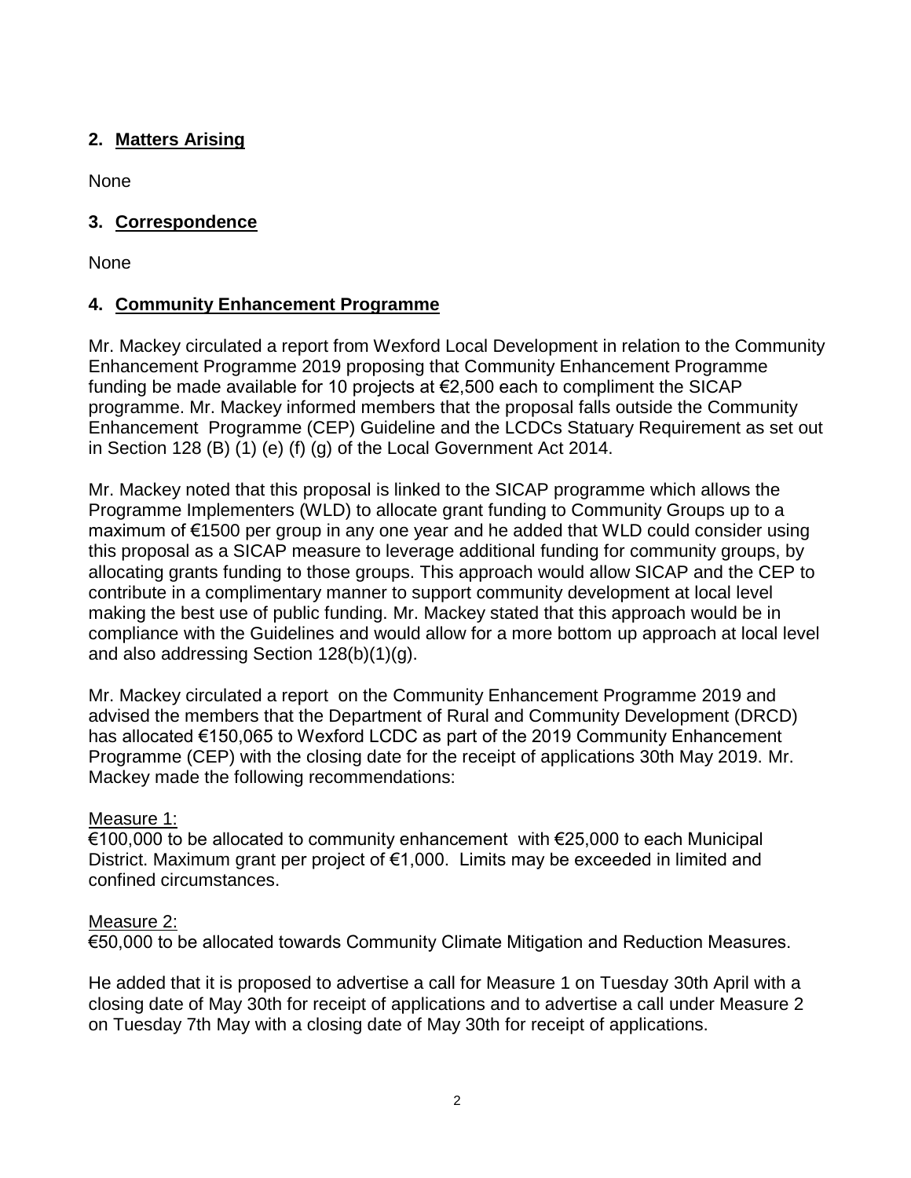## 2. Matters Arising

None

## 3. Correspondence

None

## 4. Community Enhancement Programme

Mr. Mackey circulated a report from Wexford Local Development in relation to the Community Enhancement Programme 2019 proposing that Community Enhancement Programme funding be made available for 10 projects at €2,500 each to compliment the SICAP programme. Mr. Mackey informed members that the proposal falls outside the Community Enhancement Programme (CEP) Guideline and the LCDCs Statuary Requirement as set out in Section 128 (B) (1) (e) (f) (g) of the Local Government Act 2014.

Mr. Mackey noted that this proposal is linked to the SICAP programme which allows the Programme Implementers (WLD) to allocate grant funding to Community Groups up to a maximum of €1500 per group in any one year and he added that WLD could consider using this proposal as a SICAP measure to leverage additional funding for community groups, by allocating grants funding to those groups. This approach would allow SICAP and the CEP to contribute in a complimentary manner to support community development at local level making the best use of public funding. Mr. Mackey stated that this approach would be in compliance with the Guidelines and would allow for a more bottom up approach at local level and also addressing Section 128(b)(1)(g).

Mr. Mackey circulated a report on the Community Enhancement Programme 2019 and advised the members that the Department of Rural and Community Development (DRCD) has allocated €150,065 to Wexford LCDC as part of the 2019 Community Enhancement Programme (CEP) with the closing date for the receipt of applications 30th May 2019. Mr. Mackey made the following recommendations:

Measure 1:
€100,000 to be allocated to community enhancement with €25,000 to each Municipal District. Maximum grant per project of €1,000. Limits may be exceeded in limited and confined circumstances.

Measure 2:
€50,000 to be allocated towards Community Climate Mitigation and Reduction Measures.

He added that it is proposed to advertise a call for Measure 1 on Tuesday 30th April with a closing date of May 30th for receipt of applications and to advertise a call under Measure 2 on Tuesday 7th May with a closing date of May 30th for receipt of applications.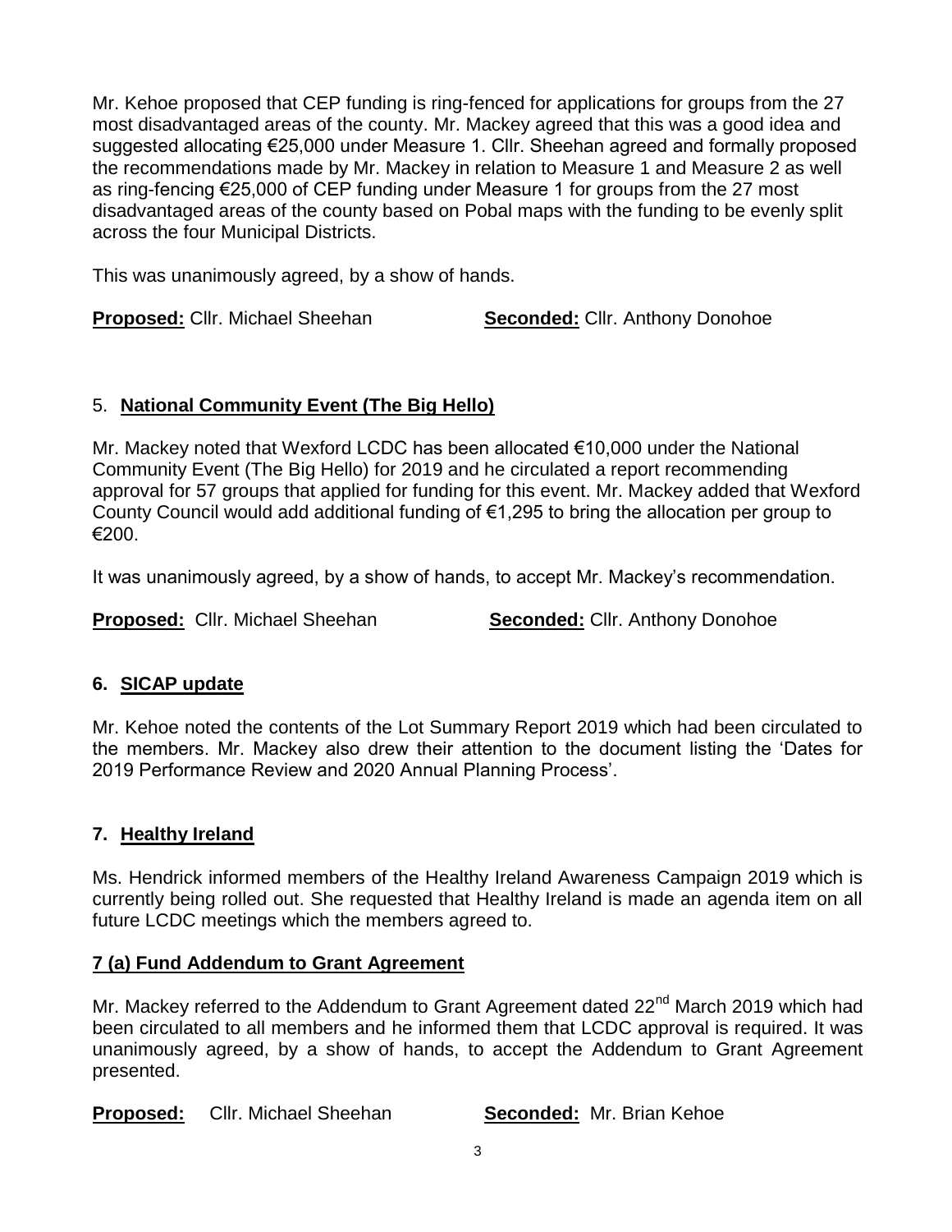Mr. Kehoe proposed that CEP funding is ring-fenced for applications for groups from the 27 most disadvantaged areas of the county. Mr. Mackey agreed that this was a good idea and suggested allocating €25,000 under Measure 1. Cllr. Sheehan agreed and formally proposed the recommendations made by Mr. Mackey in relation to Measure 1 and Measure 2 as well as ring-fencing €25,000 of CEP funding under Measure 1 for groups from the 27 most disadvantaged areas of the county based on Pobal maps with the funding to be evenly split across the four Municipal Districts.

This was unanimously agreed, by a show of hands.

**Proposed:** Cllr. Michael Sheehan **Seconded:** Cllr. Anthony Donohoe

## 5. National Community Event (The Big Hello)

Mr. Mackey noted that Wexford LCDC has been allocated €10,000 under the National Community Event (The Big Hello) for 2019 and he circulated a report recommending approval for 57 groups that applied for funding for this event. Mr. Mackey added that Wexford County Council would add additional funding of €1,295 to bring the allocation per group to €200.

It was unanimously agreed, by a show of hands, to accept Mr. Mackey's recommendation.

**Proposed:** Cllr. Michael Sheehan **Seconded:** Cllr. Anthony Donohoe

## 6. SICAP update

Mr. Kehoe noted the contents of the Lot Summary Report 2019 which had been circulated to the members. Mr. Mackey also drew their attention to the document listing the 'Dates for 2019 Performance Review and 2020 Annual Planning Process'.

## 7. Healthy Ireland

Ms. Hendrick informed members of the Healthy Ireland Awareness Campaign 2019 which is currently being rolled out. She requested that Healthy Ireland is made an agenda item on all future LCDC meetings which the members agreed to.

## 7 (a) Fund Addendum to Grant Agreement

Mr. Mackey referred to the Addendum to Grant Agreement dated 22nd March 2019 which had been circulated to all members and he informed them that LCDC approval is required. It was unanimously agreed, by a show of hands, to accept the Addendum to Grant Agreement presented.

**Proposed:** Cllr. Michael Sheehan **Seconded:** Mr. Brian Kehoe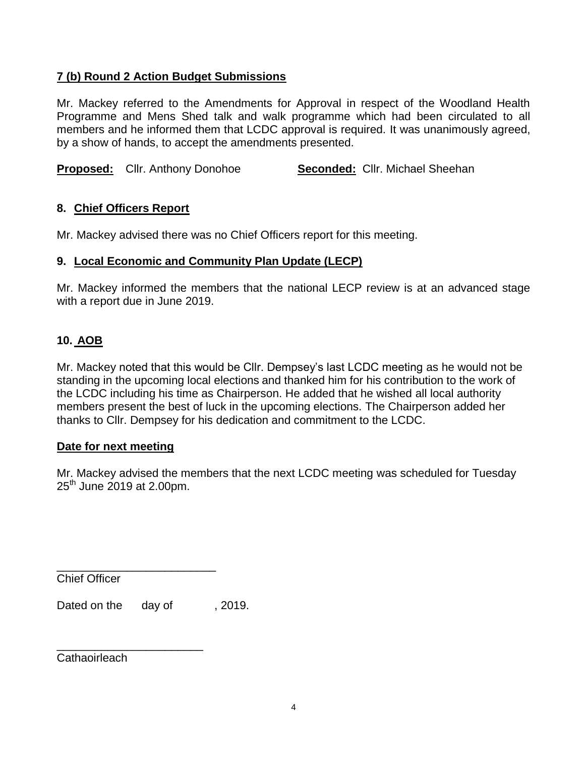## 7 (b) Round 2 Action Budget Submissions

Mr. Mackey referred to the Amendments for Approval in respect of the Woodland Health Programme and Mens Shed talk and walk programme which had been circulated to all members and he informed them that LCDC approval is required. It was unanimously agreed, by a show of hands, to accept the amendments presented.

**Proposed:** Cllr. Anthony Donohoe **Seconded:** Cllr. Michael Sheehan

## 8. Chief Officers Report

Mr. Mackey advised there was no Chief Officers report for this meeting.

## 9. Local Economic and Community Plan Update (LECP)

Mr. Mackey informed the members that the national LECP review is at an advanced stage with a report due in June 2019.

## 10. AOB

Mr. Mackey noted that this would be Cllr. Dempsey's last LCDC meeting as he would not be standing in the upcoming local elections and thanked him for his contribution to the work of the LCDC including his time as Chairperson. He added that he wished all local authority members present the best of luck in the upcoming elections. The Chairperson added her thanks to Cllr. Dempsey for his dedication and commitment to the LCDC.

## Date for next meeting

Mr. Mackey advised the members that the next LCDC meeting was scheduled for Tuesday 25th June 2019 at 2.00pm.

\_\_\_\_\_\_\_\_\_\_\_\_\_\_\_\_\_\_\_\_\_\_\_\_\_\_

Chief Officer

Dated on the day of , 2019.

\_\_\_\_\_\_\_\_\_\_\_\_\_\_\_\_\_\_\_\_\_\_\_\_\_

Cathaoirleach